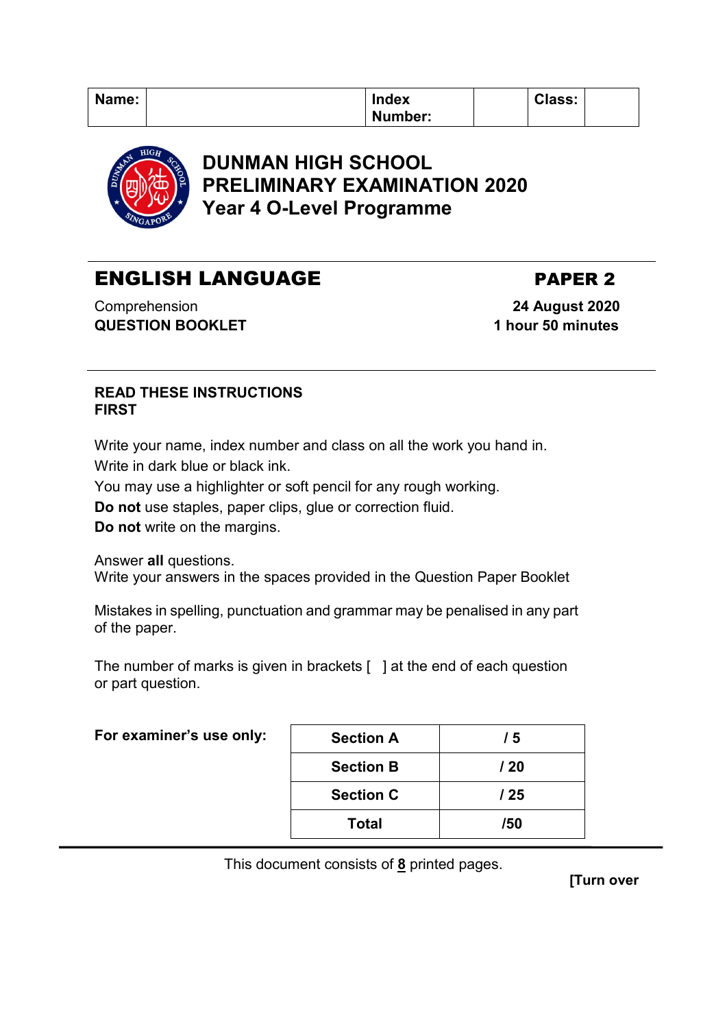| Name: | | Index Number: | | Class: | |
|---|---|---|---|---|---|

# DUNMAN HIGH SCHOOL
# PRELIMINARY EXAMINATION 2020
## Year 4 O-Level Programme

## ENGLISH LANGUAGE

**PAPER 2**

Comprehension

**QUESTION BOOKLET**

**24 August 2020**

**1 hour 50 minutes**

**READ THESE INSTRUCTIONS FIRST**

Write your name, index number and class on all the work you hand in.
Write in dark blue or black ink.
You may use a highlighter or soft pencil for any rough working.
**Do not** use staples, paper clips, glue or correction fluid.
**Do not** write on the margins.

Answer **all** questions.
Write your answers in the spaces provided in the Question Paper Booklet

Mistakes in spelling, punctuation and grammar may be penalised in any part of the paper.

The number of marks is given in brackets [ ] at the end of each question or part question.

**For examiner's use only:**

| | |
|---|---|
| **Section A** | **/ 5** |
| **Section B** | **/ 20** |
| **Section C** | **/ 25** |
| **Total** | **/50** |

This document consists of **8** printed pages.

**[Turn over**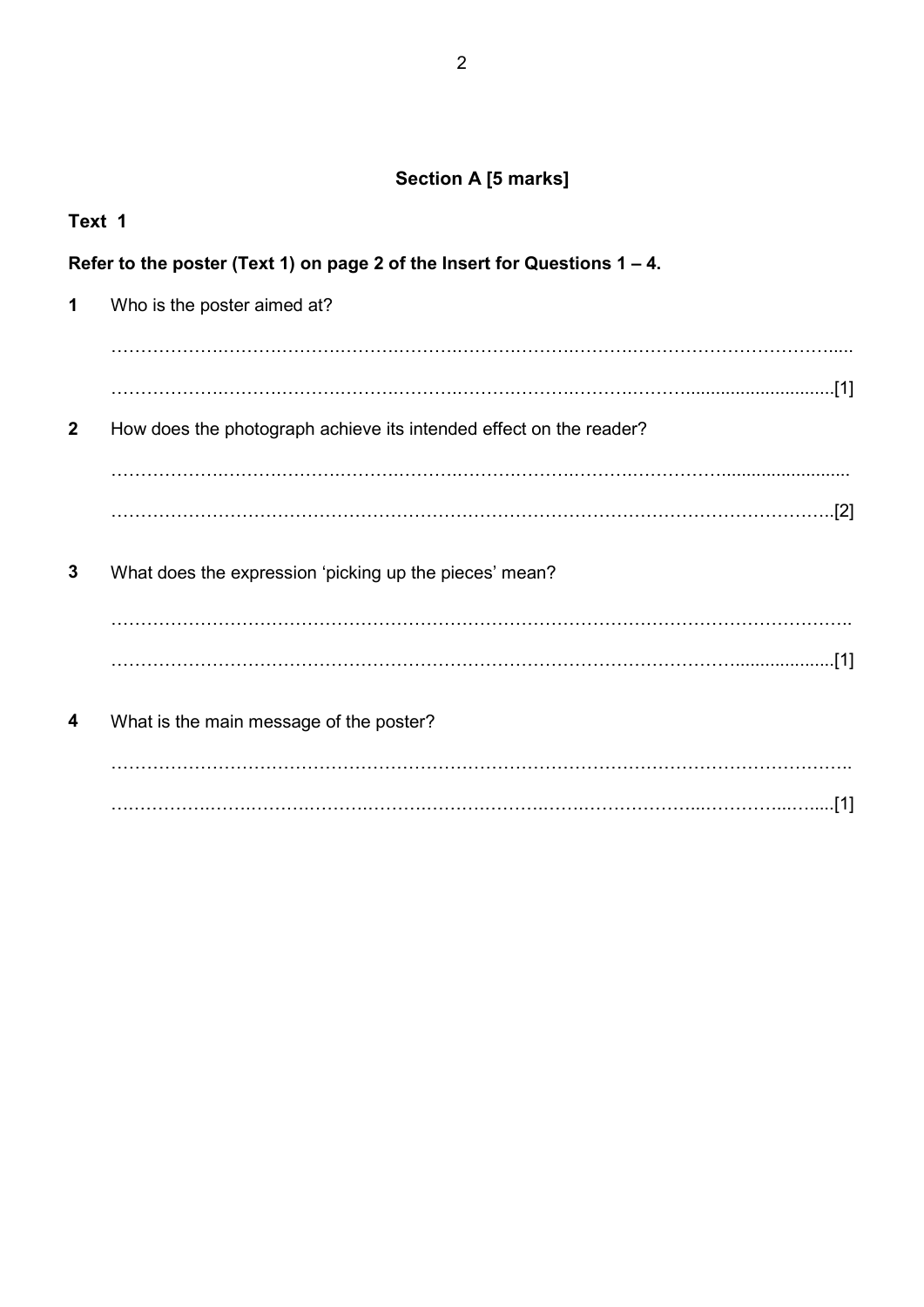## Section A [5 marks]

**Text 1**

**Refer to the poster (Text 1) on page 2 of the Insert for Questions 1 – 4.**

**1** Who is the poster aimed at?

……………………………………………………………………………………………………………

……………………………………………………………………………………………………………[1]

**2** How does the photograph achieve its intended effect on the reader?

……………………………………………………………………………………………………………

……………………………………………………………………………………………………………[2]

**3** What does the expression 'picking up the pieces' mean?

……………………………………………………………………………………………………………

……………………………………………………………………………………………………………[1]

**4** What is the main message of the poster?

……………………………………………………………………………………………………………

……………………………………………………………………………………………………………[1]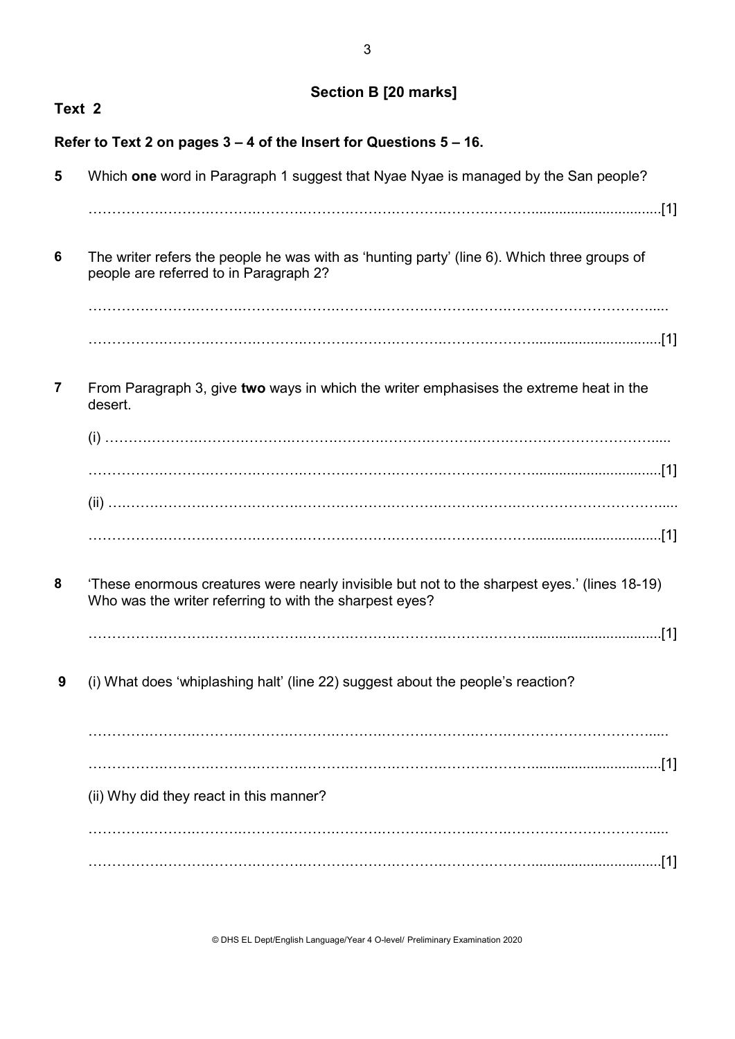## Section B [20 marks]

**Text 2**

**Refer to Text 2 on pages 3 – 4 of the Insert for Questions 5 – 16.**

**5** Which **one** word in Paragraph 1 suggest that Nyae Nyae is managed by the San people?

……………………………………………………………………………………………………[1]

**6** The writer refers the people he was with as 'hunting party' (line 6). Which three groups of people are referred to in Paragraph 2?

……………………………………………………………………………………………………

……………………………………………………………………………………………………[1]

**7** From Paragraph 3, give **two** ways in which the writer emphasises the extreme heat in the desert.

(i) ……………………………………………………………………………………………………

……………………………………………………………………………………………………[1]

(ii) ……………………………………………………………………………………………………

……………………………………………………………………………………………………[1]

**8** 'These enormous creatures were nearly invisible but not to the sharpest eyes.' (lines 18-19) Who was the writer referring to with the sharpest eyes?

……………………………………………………………………………………………………[1]

**9** (i) What does 'whiplashing halt' (line 22) suggest about the people's reaction?

……………………………………………………………………………………………………

……………………………………………………………………………………………………[1]

(ii) Why did they react in this manner?

……………………………………………………………………………………………………

……………………………………………………………………………………………………[1]

© DHS EL Dept/English Language/Year 4 O-level/ Preliminary Examination 2020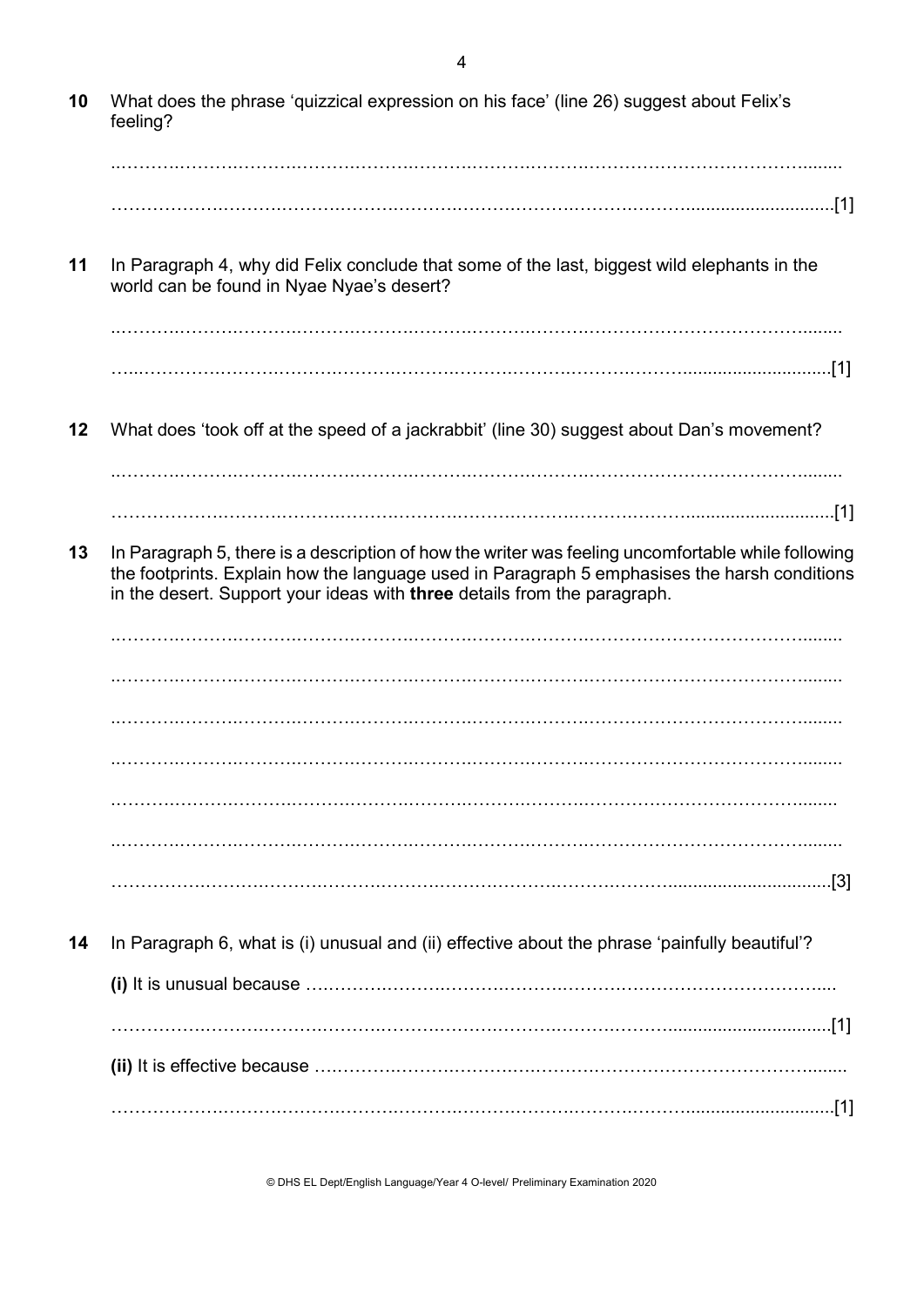**10** What does the phrase 'quizzical expression on his face' (line 26) suggest about Felix's feeling?

..........................................................................................................................................

..........................................................................................................................................[1]

**11** In Paragraph 4, why did Felix conclude that some of the last, biggest wild elephants in the world can be found in Nyae Nyae's desert?

..........................................................................................................................................

..........................................................................................................................................[1]

**12** What does 'took off at the speed of a jackrabbit' (line 30) suggest about Dan's movement?

..........................................................................................................................................

..........................................................................................................................................[1]

**13** In Paragraph 5, there is a description of how the writer was feeling uncomfortable while following the footprints. Explain how the language used in Paragraph 5 emphasises the harsh conditions in the desert. Support your ideas with **three** details from the paragraph.

..........................................................................................................................................

..........................................................................................................................................

..........................................................................................................................................

..........................................................................................................................................

..........................................................................................................................................

..........................................................................................................................................

..........................................................................................................................................[3]

**14** In Paragraph 6, what is (i) unusual and (ii) effective about the phrase 'painfully beautiful'?

**(i)** It is unusual because ..........................................................................................................

..........................................................................................................................................[1]

**(ii)** It is effective because ..........................................................................................................

..........................................................................................................................................[1]

© DHS EL Dept/English Language/Year 4 O-level/ Preliminary Examination 2020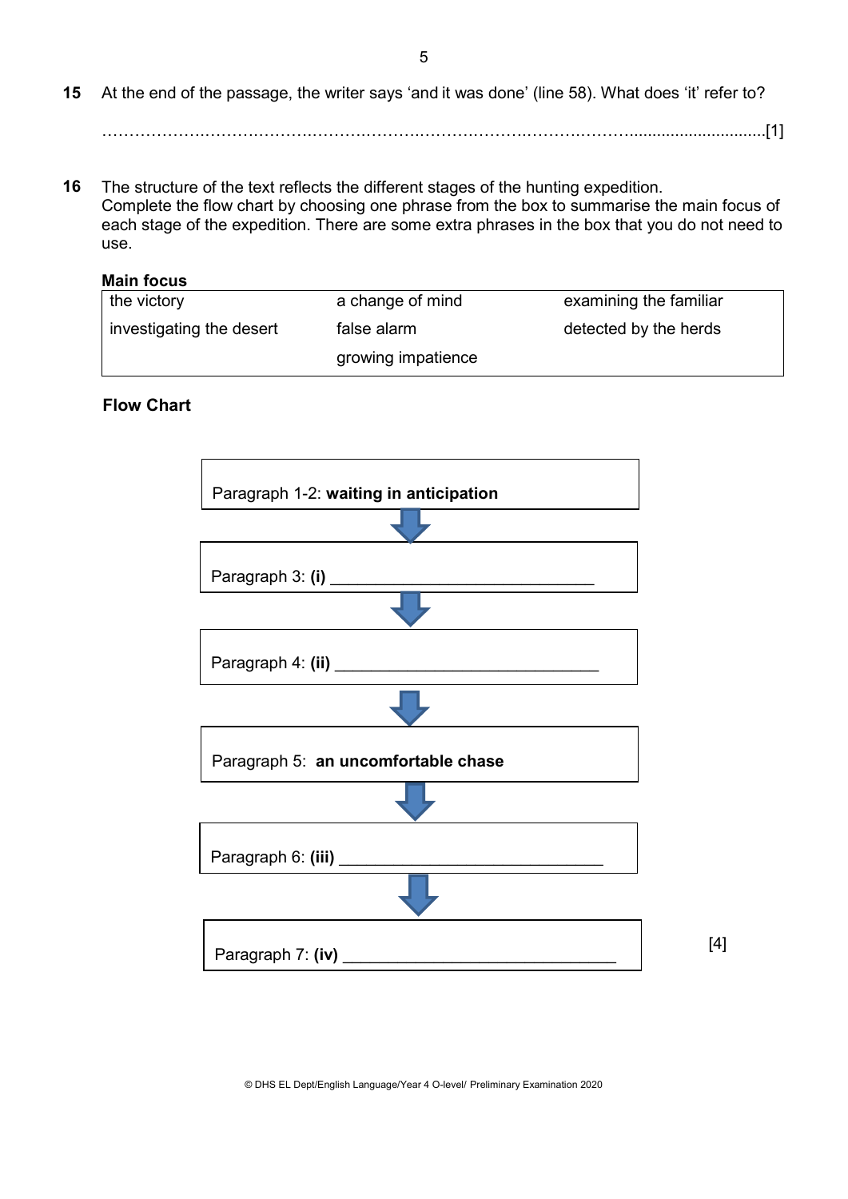**15** At the end of the passage, the writer says 'and it was done' (line 58). What does 'it' refer to?

……………………………………………………………………………………………………………[1]

**16** The structure of the text reflects the different stages of the hunting expedition. Complete the flow chart by choosing one phrase from the box to summarise the main focus of each stage of the expedition. There are some extra phrases in the box that you do not need to use.

**Main focus**

| | | |
|---|---|---|
| the victory | a change of mind | examining the familiar |
| investigating the desert | false alarm | detected by the herds |
| | growing impatience | |

**Flow Chart**

Paragraph 1-2: **waiting in anticipation**

↓

Paragraph 3: **(i)** ______________________________

↓

Paragraph 4: **(ii)** ______________________________

↓

Paragraph 5: **an uncomfortable chase**

↓

Paragraph 6: **(iii)** ______________________________

↓

Paragraph 7: **(iv)** ______________________________

[4]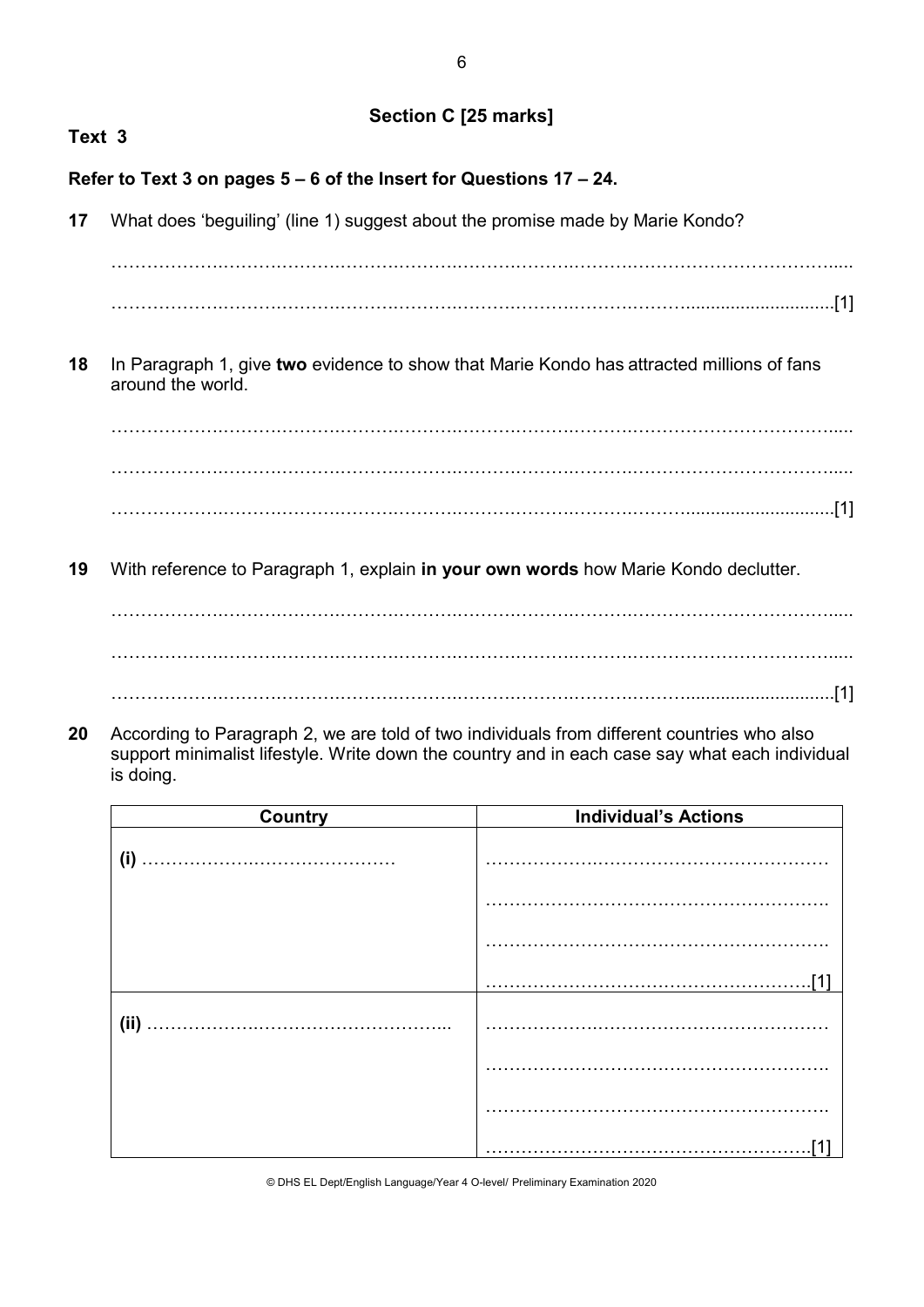## Section C [25 marks]

**Text 3**

**Refer to Text 3 on pages 5 – 6 of the Insert for Questions 17 – 24.**

**17** What does 'beguiling' (line 1) suggest about the promise made by Marie Kondo?

…………………………………………………………………………………………………………

…………………………………………………………………………………………………………[1]

**18** In Paragraph 1, give **two** evidence to show that Marie Kondo has attracted millions of fans around the world.

…………………………………………………………………………………………………………

…………………………………………………………………………………………………………

…………………………………………………………………………………………………………[1]

**19** With reference to Paragraph 1, explain **in your own words** how Marie Kondo declutter.

…………………………………………………………………………………………………………

…………………………………………………………………………………………………………

…………………………………………………………………………………………………………[1]

**20** According to Paragraph 2, we are told of two individuals from different countries who also support minimalist lifestyle. Write down the country and in each case say what each individual is doing.

| Country | Individual's Actions |
|---|---|
| **(i)** …………………………………… | ……………………………………………… ……………………………………………… ……………………………………………… ………………………………………………[1] |
| **(ii)** …………………………………… | ……………………………………………… ……………………………………………… ……………………………………………… ………………………………………………[1] |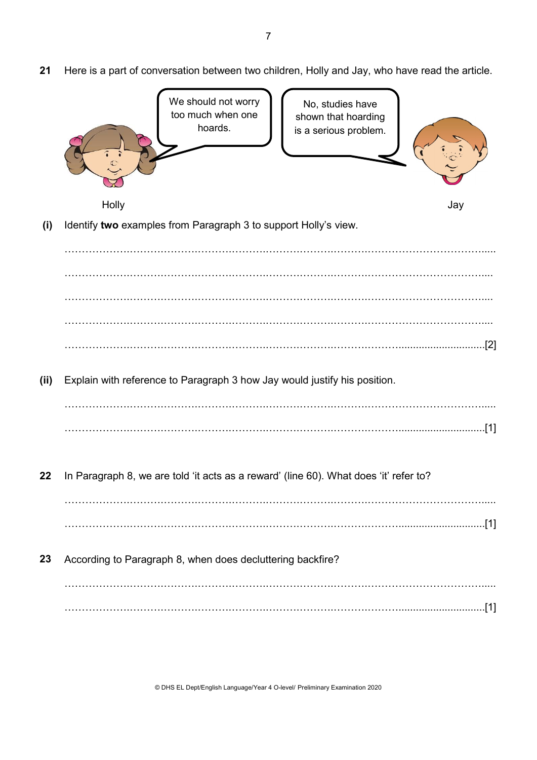**21** Here is a part of conversation between two children, Holly and Jay, who have read the article.

Holly: We should not worry too much when one hoards.

Jay: No, studies have shown that hoarding is a serious problem.

**(i)** Identify **two** examples from Paragraph 3 to support Holly's view.

………………………………………………………………………………………………………………

………………………………………………………………………………………………………………

………………………………………………………………………………………………………………

………………………………………………………………………………………………………………

………………………………………………………………………………………………………………[2]

**(ii)** Explain with reference to Paragraph 3 how Jay would justify his position.

………………………………………………………………………………………………………………

………………………………………………………………………………………………………………[1]

**22** In Paragraph 8, we are told 'it acts as a reward' (line 60). What does 'it' refer to?

………………………………………………………………………………………………………………

………………………………………………………………………………………………………………[1]

**23** According to Paragraph 8, when does decluttering backfire?

………………………………………………………………………………………………………………

………………………………………………………………………………………………………………[1]

© DHS EL Dept/English Language/Year 4 O-level/ Preliminary Examination 2020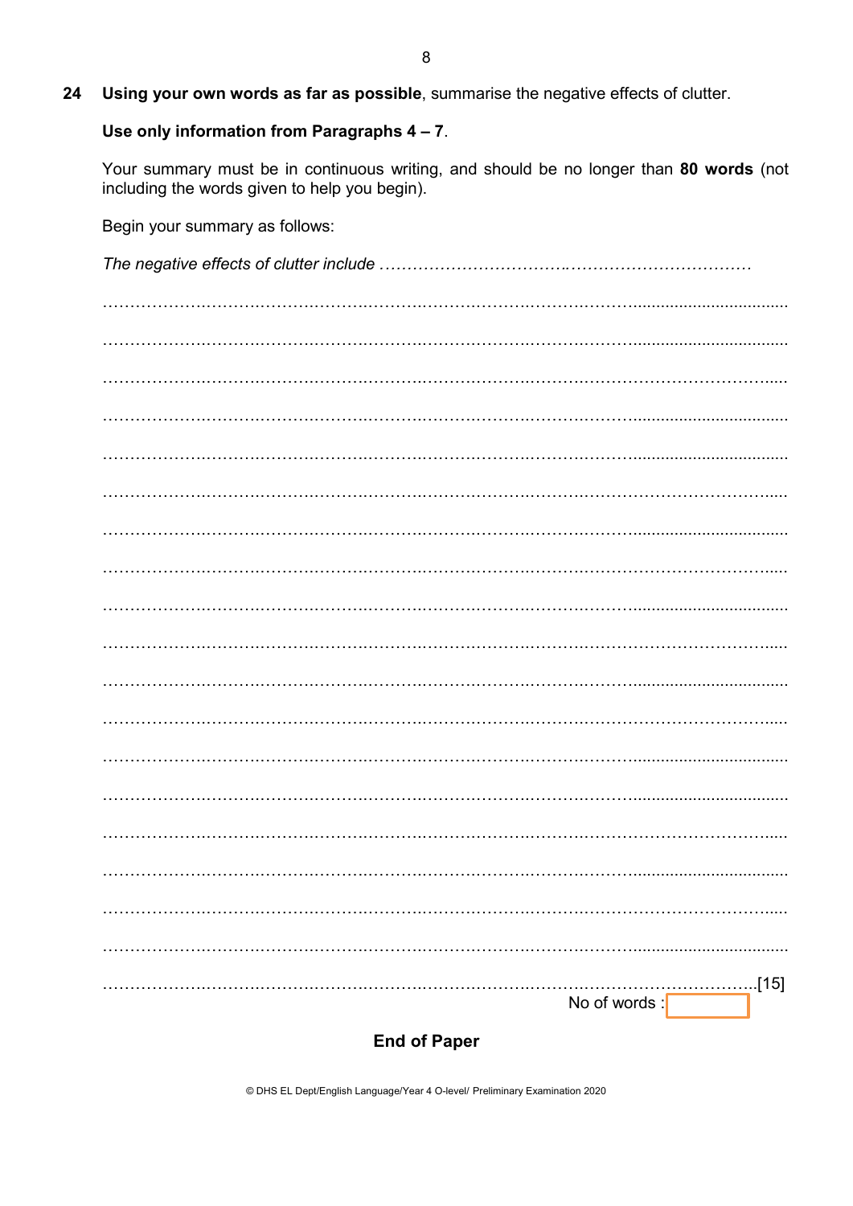**24** **Using your own words as far as possible**, summarise the negative effects of clutter.

**Use only information from Paragraphs 4 – 7**.

Your summary must be in continuous writing, and should be no longer than **80 words** (not including the words given to help you begin).

Begin your summary as follows:

*The negative effects of clutter include* ……………………………………………………………

…………………………………………………………………………………………………………

…………………………………………………………………………………………………………

…………………………………………………………………………………………………………

…………………………………………………………………………………………………………

…………………………………………………………………………………………………………

…………………………………………………………………………………………………………

…………………………………………………………………………………………………………

…………………………………………………………………………………………………………

…………………………………………………………………………………………………………

…………………………………………………………………………………………………………

…………………………………………………………………………………………………………

…………………………………………………………………………………………………………

…………………………………………………………………………………………………………

…………………………………………………………………………………………………………

…………………………………………………………………………………………………………

…………………………………………………………………………………………………………

…………………………………………………………………………………………………………

…………………………………………………………………………………………………………

………………………………………………………………………………………………………[15]

No of words :

**End of Paper**

© DHS EL Dept/English Language/Year 4 O-level/ Preliminary Examination 2020